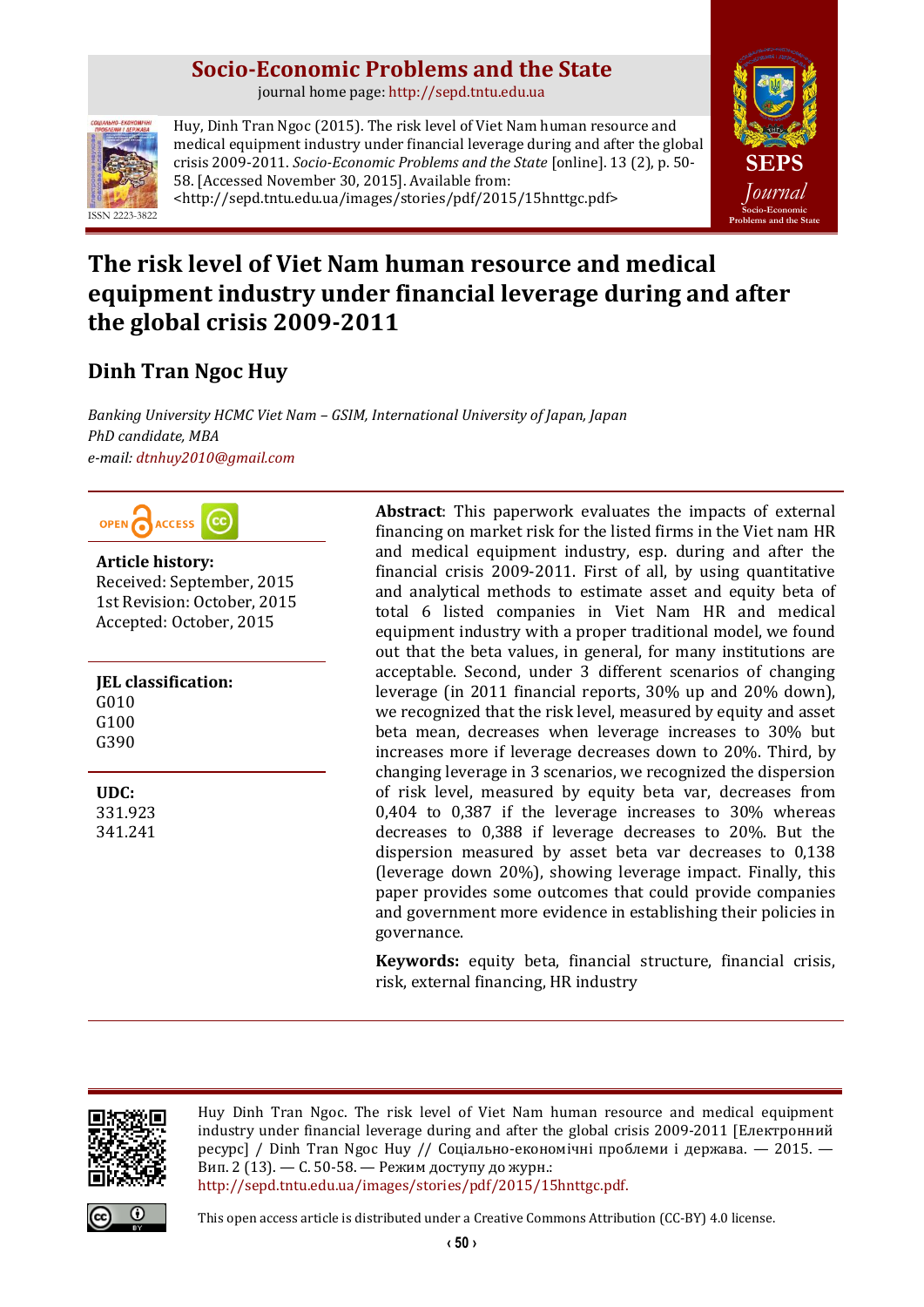# Socio-Economic Problems and the State

journal home page: http://sepd.tntu.edu.ua

Huy, Dinh Tran Ngoc (2015). The risk level of Viet Nam human resource and medical equipment industry under financial leverage during and after the global crisis 2009-2011. *Socio-Economic Problems and the State* [online]. 13 (2), p. 50-58. [Accessed November 30, 2015]. Available from: <http://sepd.tntu.edu.ua/images/stories/pdf/2015/15hnttgc.pdf>

ISSN 2223-3822

SEPS *Journal* Socio-Economic Problems and the State

# The risk level of Viet Nam human resource and medical equipment industry under financial leverage during and after the global crisis 2009-2011

## Dinh Tran Ngoc Huy

*Banking University HCMC Viet Nam – GSIM, International University of Japan, Japan*
*PhD candidate, MBA*
*e-mail: dtnhuy2010@gmail.com*

OPEN ACCESS

**Article history:**
Received: September, 2015
1st Revision: October, 2015
Accepted: October, 2015

**JEL classification:**
G010
G100
G390

**UDC:**
331.923
341.241

**Abstract**: This paperwork evaluates the impacts of external financing on market risk for the listed firms in the Viet nam HR and medical equipment industry, esp. during and after the financial crisis 2009-2011. First of all, by using quantitative and analytical methods to estimate asset and equity beta of total 6 listed companies in Viet Nam HR and medical equipment industry with a proper traditional model, we found out that the beta values, in general, for many institutions are acceptable. Second, under 3 different scenarios of changing leverage (in 2011 financial reports, 30% up and 20% down), we recognized that the risk level, measured by equity and asset beta mean, decreases when leverage increases to 30% but increases more if leverage decreases down to 20%. Third, by changing leverage in 3 scenarios, we recognized the dispersion of risk level, measured by equity beta var, decreases from 0,404 to 0,387 if the leverage increases to 30% whereas decreases to 0,388 if leverage decreases to 20%. But the dispersion measured by asset beta var decreases to 0,138 (leverage down 20%), showing leverage impact. Finally, this paper provides some outcomes that could provide companies and government more evidence in establishing their policies in governance.

**Keywords:** equity beta, financial structure, financial crisis, risk, external financing, HR industry

Huy Dinh Tran Ngoc. The risk level of Viet Nam human resource and medical equipment industry under financial leverage during and after the global crisis 2009-2011 [Електронний ресурс] / Dinh Tran Ngoc Huy // Соціально-економічні проблеми і держава. — 2015. — Вип. 2 (13). — С. 50-58. — Режим доступу до журн.: http://sepd.tntu.edu.ua/images/stories/pdf/2015/15hnttgc.pdf.

This open access article is distributed under a Creative Commons Attribution (CC-BY) 4.0 license.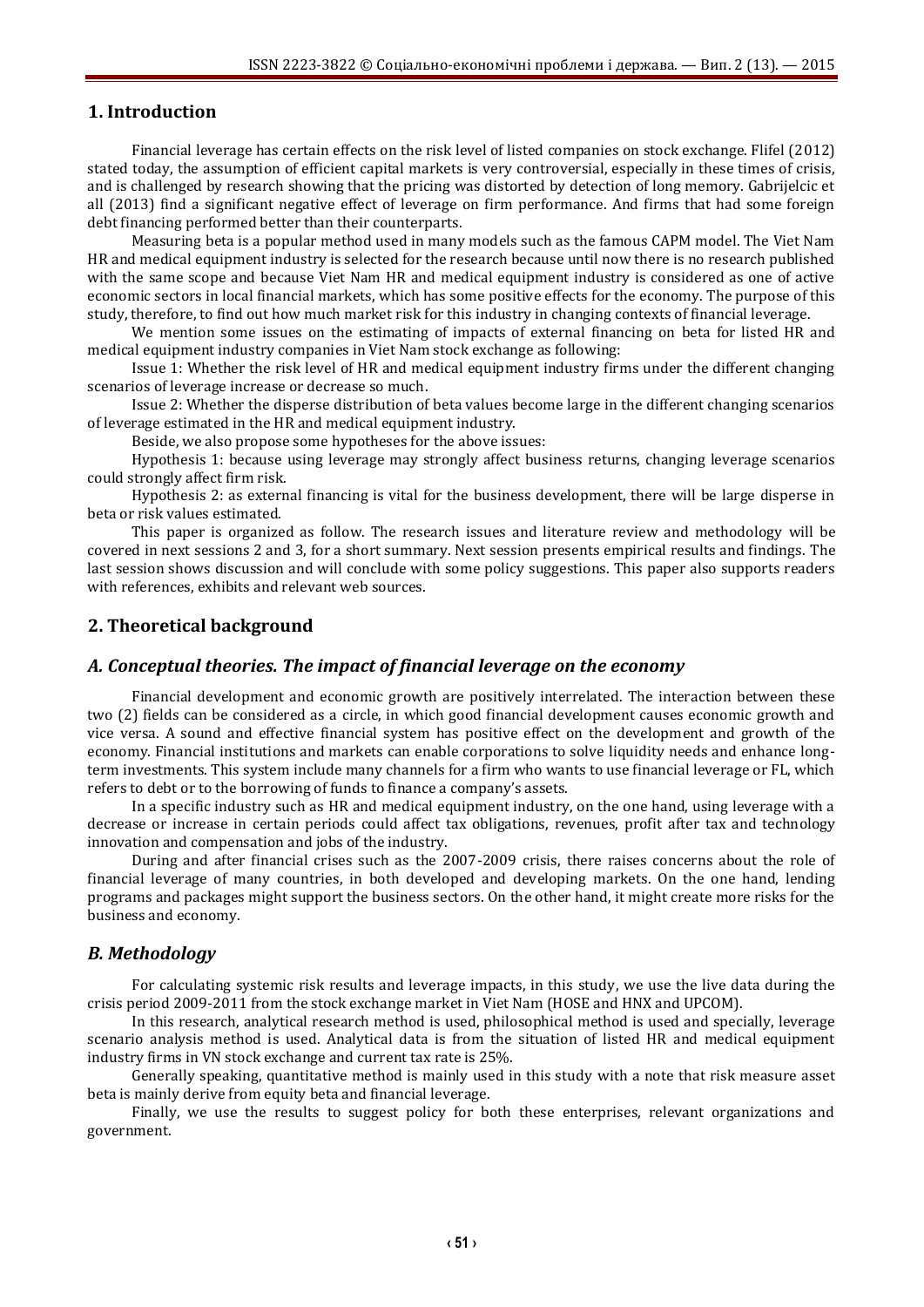## 1. Introduction

Financial leverage has certain effects on the risk level of listed companies on stock exchange. Flifel (2012) stated today, the assumption of efficient capital markets is very controversial, especially in these times of crisis, and is challenged by research showing that the pricing was distorted by detection of long memory. Gabrijelcic et all (2013) find a significant negative effect of leverage on firm performance. And firms that had some foreign debt financing performed better than their counterparts.

Measuring beta is a popular method used in many models such as the famous CAPM model. The Viet Nam HR and medical equipment industry is selected for the research because until now there is no research published with the same scope and because Viet Nam HR and medical equipment industry is considered as one of active economic sectors in local financial markets, which has some positive effects for the economy. The purpose of this study, therefore, to find out how much market risk for this industry in changing contexts of financial leverage.

We mention some issues on the estimating of impacts of external financing on beta for listed HR and medical equipment industry companies in Viet Nam stock exchange as following:

Issue 1: Whether the risk level of HR and medical equipment industry firms under the different changing scenarios of leverage increase or decrease so much.

Issue 2: Whether the disperse distribution of beta values become large in the different changing scenarios of leverage estimated in the HR and medical equipment industry.

Beside, we also propose some hypotheses for the above issues:

Hypothesis 1: because using leverage may strongly affect business returns, changing leverage scenarios could strongly affect firm risk.

Hypothesis 2: as external financing is vital for the business development, there will be large disperse in beta or risk values estimated.

This paper is organized as follow. The research issues and literature review and methodology will be covered in next sessions 2 and 3, for a short summary. Next session presents empirical results and findings. The last session shows discussion and will conclude with some policy suggestions. This paper also supports readers with references, exhibits and relevant web sources.

## 2. Theoretical background

### *A. Conceptual theories. The impact of financial leverage on the economy*

Financial development and economic growth are positively interrelated. The interaction between these two (2) fields can be considered as a circle, in which good financial development causes economic growth and vice versa. A sound and effective financial system has positive effect on the development and growth of the economy. Financial institutions and markets can enable corporations to solve liquidity needs and enhance long-term investments. This system include many channels for a firm who wants to use financial leverage or FL, which refers to debt or to the borrowing of funds to finance a company's assets.

In a specific industry such as HR and medical equipment industry, on the one hand, using leverage with a decrease or increase in certain periods could affect tax obligations, revenues, profit after tax and technology innovation and compensation and jobs of the industry.

During and after financial crises such as the 2007-2009 crisis, there raises concerns about the role of financial leverage of many countries, in both developed and developing markets. On the one hand, lending programs and packages might support the business sectors. On the other hand, it might create more risks for the business and economy.

### *B. Methodology*

For calculating systemic risk results and leverage impacts, in this study, we use the live data during the crisis period 2009-2011 from the stock exchange market in Viet Nam (HOSE and HNX and UPCOM).

In this research, analytical research method is used, philosophical method is used and specially, leverage scenario analysis method is used. Analytical data is from the situation of listed HR and medical equipment industry firms in VN stock exchange and current tax rate is 25%.

Generally speaking, quantitative method is mainly used in this study with a note that risk measure asset beta is mainly derive from equity beta and financial leverage.

Finally, we use the results to suggest policy for both these enterprises, relevant organizations and government.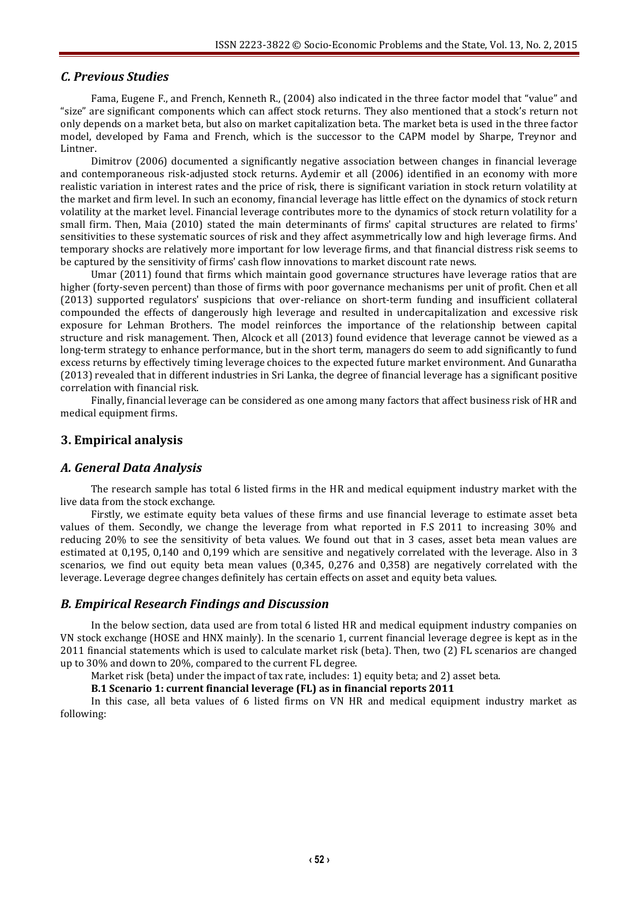### *C. Previous Studies*

Fama, Eugene F., and French, Kenneth R., (2004) also indicated in the three factor model that "value" and "size" are significant components which can affect stock returns. They also mentioned that a stock's return not only depends on a market beta, but also on market capitalization beta. The market beta is used in the three factor model, developed by Fama and French, which is the successor to the CAPM model by Sharpe, Treynor and Lintner.

Dimitrov (2006) documented a significantly negative association between changes in financial leverage and contemporaneous risk-adjusted stock returns. Aydemir et all (2006) identified in an economy with more realistic variation in interest rates and the price of risk, there is significant variation in stock return volatility at the market and firm level. In such an economy, financial leverage has little effect on the dynamics of stock return volatility at the market level. Financial leverage contributes more to the dynamics of stock return volatility for a small firm. Then, Maia (2010) stated the main determinants of firms' capital structures are related to firms' sensitivities to these systematic sources of risk and they affect asymmetrically low and high leverage firms. And temporary shocks are relatively more important for low leverage firms, and that financial distress risk seems to be captured by the sensitivity of firms' cash flow innovations to market discount rate news.

Umar (2011) found that firms which maintain good governance structures have leverage ratios that are higher (forty-seven percent) than those of firms with poor governance mechanisms per unit of profit. Chen et all (2013) supported regulators' suspicions that over-reliance on short-term funding and insufficient collateral compounded the effects of dangerously high leverage and resulted in undercapitalization and excessive risk exposure for Lehman Brothers. The model reinforces the importance of the relationship between capital structure and risk management. Then, Alcock et all (2013) found evidence that leverage cannot be viewed as a long-term strategy to enhance performance, but in the short term, managers do seem to add significantly to fund excess returns by effectively timing leverage choices to the expected future market environment. And Gunaratha (2013) revealed that in different industries in Sri Lanka, the degree of financial leverage has a significant positive correlation with financial risk.

Finally, financial leverage can be considered as one among many factors that affect business risk of HR and medical equipment firms.

## 3. Empirical analysis

### *A. General Data Analysis*

The research sample has total 6 listed firms in the HR and medical equipment industry market with the live data from the stock exchange.

Firstly, we estimate equity beta values of these firms and use financial leverage to estimate asset beta values of them. Secondly, we change the leverage from what reported in F.S 2011 to increasing 30% and reducing 20% to see the sensitivity of beta values. We found out that in 3 cases, asset beta mean values are estimated at 0,195, 0,140 and 0,199 which are sensitive and negatively correlated with the leverage. Also in 3 scenarios, we find out equity beta mean values (0,345, 0,276 and 0,358) are negatively correlated with the leverage. Leverage degree changes definitely has certain effects on asset and equity beta values.

### *B. Empirical Research Findings and Discussion*

In the below section, data used are from total 6 listed HR and medical equipment industry companies on VN stock exchange (HOSE and HNX mainly). In the scenario 1, current financial leverage degree is kept as in the 2011 financial statements which is used to calculate market risk (beta). Then, two (2) FL scenarios are changed up to 30% and down to 20%, compared to the current FL degree.

Market risk (beta) under the impact of tax rate, includes: 1) equity beta; and 2) asset beta.

**B.1 Scenario 1: current financial leverage (FL) as in financial reports 2011**

In this case, all beta values of 6 listed firms on VN HR and medical equipment industry market as following: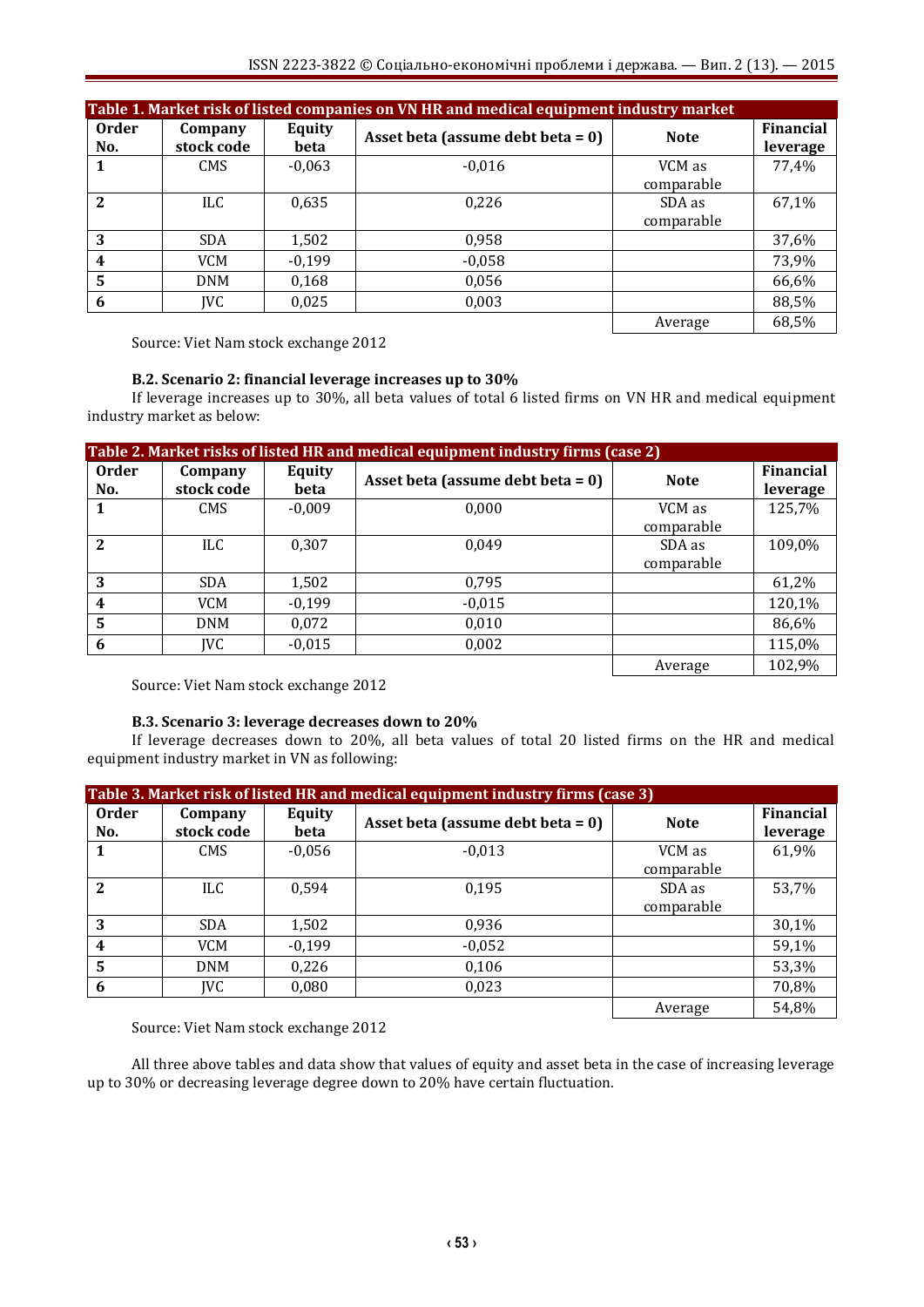**Table 1. Market risk of listed companies on VN HR and medical equipment industry market**

| Order No. | Company stock code | Equity beta | Asset beta (assume debt beta = 0) | Note | Financial leverage |
|---|---|---|---|---|---|
| **1** | CMS | -0,063 | -0,016 | VCM as comparable | 77,4% |
| **2** | ILC | 0,635 | 0,226 | SDA as comparable | 67,1% |
| **3** | SDA | 1,502 | 0,958 | | 37,6% |
| **4** | VCM | -0,199 | -0,058 | | 73,9% |
| **5** | DNM | 0,168 | 0,056 | | 66,6% |
| **6** | JVC | 0,025 | 0,003 | | 88,5% |
| | | | | Average | 68,5% |

Source: Viet Nam stock exchange 2012

### B.2. Scenario 2: financial leverage increases up to 30%

If leverage increases up to 30%, all beta values of total 6 listed firms on VN HR and medical equipment industry market as below:

**Table 2. Market risks of listed HR and medical equipment industry firms (case 2)**

| Order No. | Company stock code | Equity beta | Asset beta (assume debt beta = 0) | Note | Financial leverage |
|---|---|---|---|---|---|
| **1** | CMS | -0,009 | 0,000 | VCM as comparable | 125,7% |
| **2** | ILC | 0,307 | 0,049 | SDA as comparable | 109,0% |
| **3** | SDA | 1,502 | 0,795 | | 61,2% |
| **4** | VCM | -0,199 | -0,015 | | 120,1% |
| **5** | DNM | 0,072 | 0,010 | | 86,6% |
| **6** | JVC | -0,015 | 0,002 | | 115,0% |
| | | | | Average | 102,9% |

Source: Viet Nam stock exchange 2012

### B.3. Scenario 3: leverage decreases down to 20%

If leverage decreases down to 20%, all beta values of total 20 listed firms on the HR and medical equipment industry market in VN as following:

**Table 3. Market risk of listed HR and medical equipment industry firms (case 3)**

| Order No. | Company stock code | Equity beta | Asset beta (assume debt beta = 0) | Note | Financial leverage |
|---|---|---|---|---|---|
| **1** | CMS | -0,056 | -0,013 | VCM as comparable | 61,9% |
| **2** | ILC | 0,594 | 0,195 | SDA as comparable | 53,7% |
| **3** | SDA | 1,502 | 0,936 | | 30,1% |
| **4** | VCM | -0,199 | -0,052 | | 59,1% |
| **5** | DNM | 0,226 | 0,106 | | 53,3% |
| **6** | JVC | 0,080 | 0,023 | | 70,8% |
| | | | | Average | 54,8% |

Source: Viet Nam stock exchange 2012

All three above tables and data show that values of equity and asset beta in the case of increasing leverage up to 30% or decreasing leverage degree down to 20% have certain fluctuation.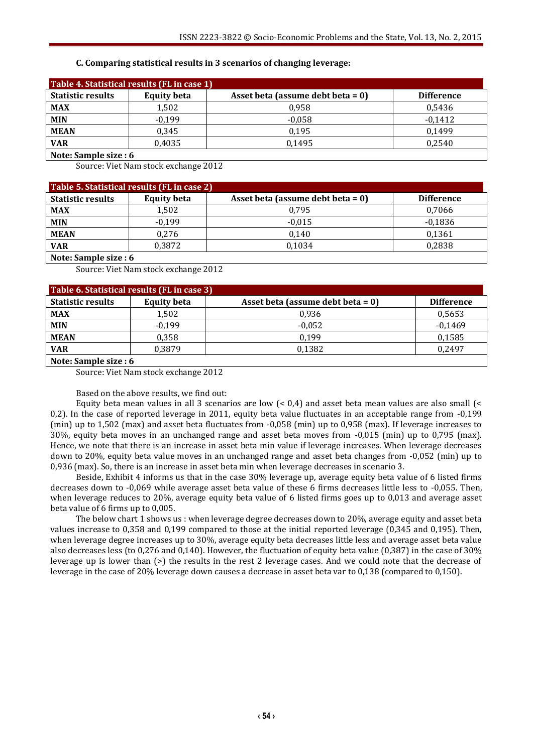### C. Comparing statistical results in 3 scenarios of changing leverage:

**Table 4. Statistical results (FL in case 1)**

| Statistic results | Equity beta | Asset beta (assume debt beta = 0) | Difference |
|---|---|---|---|
| **MAX** | 1,502 | 0,958 | 0,5436 |
| **MIN** | -0,199 | -0,058 | -0,1412 |
| **MEAN** | 0,345 | 0,195 | 0,1499 |
| **VAR** | 0,4035 | 0,1495 | 0,2540 |
| **Note: Sample size : 6** | | | |

Source: Viet Nam stock exchange 2012

**Table 5. Statistical results (FL in case 2)**

| Statistic results | Equity beta | Asset beta (assume debt beta = 0) | Difference |
|---|---|---|---|
| **MAX** | 1,502 | 0,795 | 0,7066 |
| **MIN** | -0,199 | -0,015 | -0,1836 |
| **MEAN** | 0,276 | 0,140 | 0,1361 |
| **VAR** | 0,3872 | 0,1034 | 0,2838 |
| **Note: Sample size : 6** | | | |

Source: Viet Nam stock exchange 2012

**Table 6. Statistical results (FL in case 3)**

| Statistic results | Equity beta | Asset beta (assume debt beta = 0) | Difference |
|---|---|---|---|
| **MAX** | 1,502 | 0,936 | 0,5653 |
| **MIN** | -0,199 | -0,052 | -0,1469 |
| **MEAN** | 0,358 | 0,199 | 0,1585 |
| **VAR** | 0,3879 | 0,1382 | 0,2497 |
| **Note: Sample size : 6** | | | |

Source: Viet Nam stock exchange 2012

Based on the above results, we find out:

Equity beta mean values in all 3 scenarios are low (< 0,4) and asset beta mean values are also small (< 0,2). In the case of reported leverage in 2011, equity beta value fluctuates in an acceptable range from -0,199 (min) up to 1,502 (max) and asset beta fluctuates from -0,058 (min) up to 0,958 (max). If leverage increases to 30%, equity beta moves in an unchanged range and asset beta moves from -0,015 (min) up to 0,795 (max). Hence, we note that there is an increase in asset beta min value if leverage increases. When leverage decreases down to 20%, equity beta value moves in an unchanged range and asset beta changes from -0,052 (min) up to 0,936 (max). So, there is an increase in asset beta min when leverage decreases in scenario 3.

Beside, Exhibit 4 informs us that in the case 30% leverage up, average equity beta value of 6 listed firms decreases down to -0,069 while average asset beta value of these 6 firms decreases little less to -0,055. Then, when leverage reduces to 20%, average equity beta value of 6 listed firms goes up to 0,013 and average asset beta value of 6 firms up to 0,005.

The below chart 1 shows us : when leverage degree decreases down to 20%, average equity and asset beta values increase to 0,358 and 0,199 compared to those at the initial reported leverage (0,345 and 0,195). Then, when leverage degree increases up to 30%, average equity beta decreases little less and average asset beta value also decreases less (to 0,276 and 0,140). However, the fluctuation of equity beta value (0,387) in the case of 30% leverage up is lower than (>) the results in the rest 2 leverage cases. And we could note that the decrease of leverage in the case of 20% leverage down causes a decrease in asset beta var to 0,138 (compared to 0,150).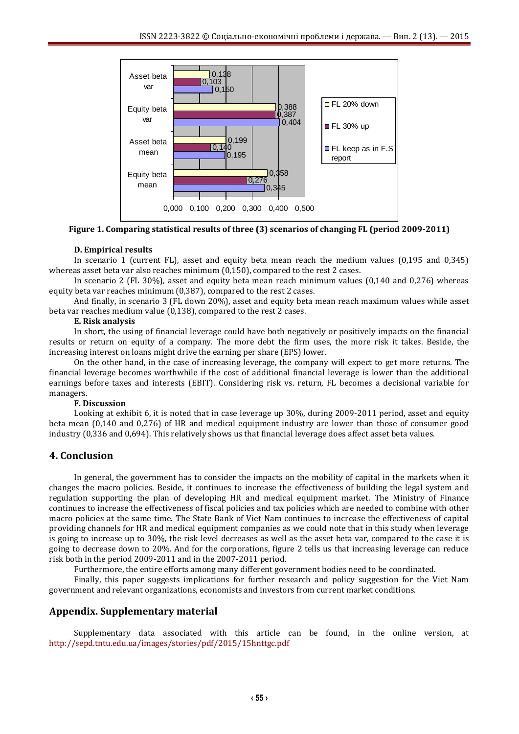| | FL 20% down | FL 30% up | FL keep as in F.S report |
|---|---|---|---|
| Asset beta var | 0,138 | 0,103 | 0,150 |
| Equity beta var | 0,388 | 0,387 | 0,404 |
| Asset beta mean | 0,199 | 0,140 | 0,195 |
| Equity beta mean | 0,358 | 0,276 | 0,345 |

**Figure 1. Comparing statistical results of three (3) scenarios of changing FL (period 2009-2011)**

#### D. Empirical results

In scenario 1 (current FL), asset and equity beta mean reach the medium values (0,195 and 0,345) whereas asset beta var also reaches minimum (0,150), compared to the rest 2 cases.

In scenario 2 (FL 30%), asset and equity beta mean reach minimum values (0,140 and 0,276) whereas equity beta var reaches minimum (0,387), compared to the rest 2 cases.

And finally, in scenario 3 (FL down 20%), asset and equity beta mean reach maximum values while asset beta var reaches medium value (0,138), compared to the rest 2 cases.

#### E. Risk analysis

In short, the using of financial leverage could have both negatively or positively impacts on the financial results or return on equity of a company. The more debt the firm uses, the more risk it takes. Beside, the increasing interest on loans might drive the earning per share (EPS) lower.

On the other hand, in the case of increasing leverage, the company will expect to get more returns. The financial leverage becomes worthwhile if the cost of additional financial leverage is lower than the additional earnings before taxes and interests (EBIT). Considering risk vs. return, FL becomes a decisional variable for managers.

#### F. Discussion

Looking at exhibit 6, it is noted that in case leverage up 30%, during 2009-2011 period, asset and equity beta mean (0,140 and 0,276) of HR and medical equipment industry are lower than those of consumer good industry (0,336 and 0,694). This relatively shows us that financial leverage does affect asset beta values.

## 4. Conclusion

In general, the government has to consider the impacts on the mobility of capital in the markets when it changes the macro policies. Beside, it continues to increase the effectiveness of building the legal system and regulation supporting the plan of developing HR and medical equipment market. The Ministry of Finance continues to increase the effectiveness of fiscal policies and tax policies which are needed to combine with other macro policies at the same time. The State Bank of Viet Nam continues to increase the effectiveness of capital providing channels for HR and medical equipment companies as we could note that in this study when leverage is going to increase up to 30%, the risk level decreases as well as the asset beta var, compared to the case it is going to decrease down to 20%. And for the corporations, figure 2 tells us that increasing leverage can reduce risk both in the period 2009-2011 and in the 2007-2011 period.

Furthermore, the entire efforts among many different government bodies need to be coordinated.

Finally, this paper suggests implications for further research and policy suggestion for the Viet Nam government and relevant organizations, economists and investors from current market conditions.

## Appendix. Supplementary material

Supplementary data associated with this article can be found, in the online version, at http://sepd.tntu.edu.ua/images/stories/pdf/2015/15hnttgc.pdf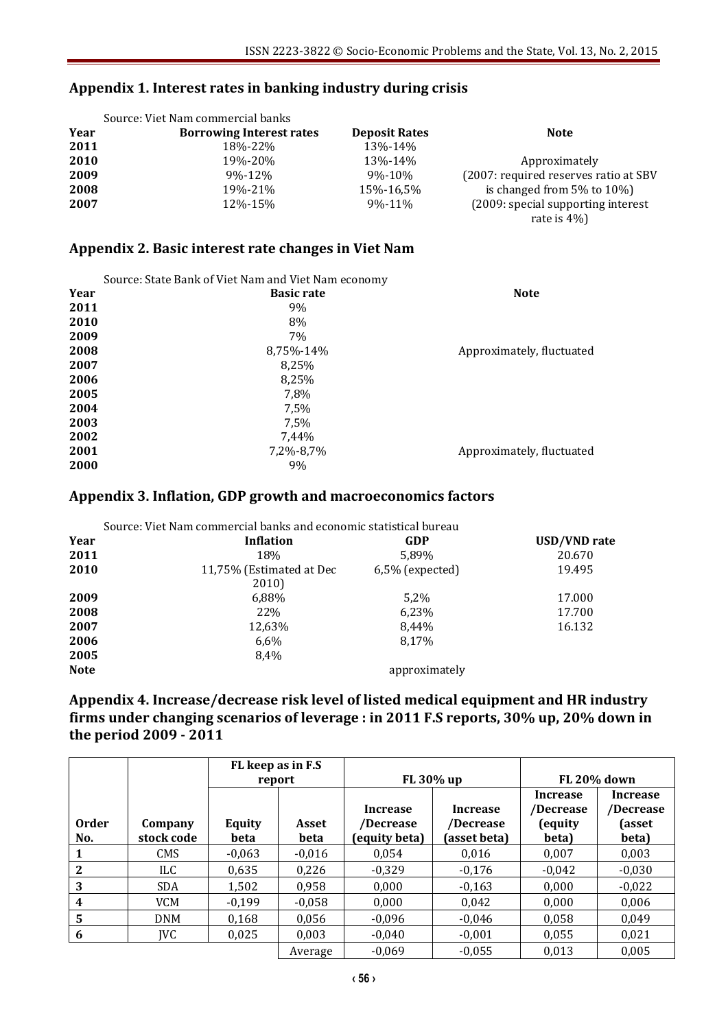## Appendix 1. Interest rates in banking industry during crisis

Source: Viet Nam commercial banks

| Year | Borrowing Interest rates | Deposit Rates | Note |
|---|---|---|---|
| 2011 | 18%-22% | 13%-14% | |
| 2010 | 19%-20% | 13%-14% | Approximately |
| 2009 | 9%-12% | 9%-10% | (2007: required reserves ratio at SBV |
| 2008 | 19%-21% | 15%-16,5% | is changed from 5% to 10%) |
| 2007 | 12%-15% | 9%-11% | (2009: special supporting interest rate is 4%) |

## Appendix 2. Basic interest rate changes in Viet Nam

Source: State Bank of Viet Nam and Viet Nam economy

| Year | Basic rate | Note |
|---|---|---|
| 2011 | 9% | |
| 2010 | 8% | |
| 2009 | 7% | |
| 2008 | 8,75%-14% | Approximately, fluctuated |
| 2007 | 8,25% | |
| 2006 | 8,25% | |
| 2005 | 7,8% | |
| 2004 | 7,5% | |
| 2003 | 7,5% | |
| 2002 | 7,44% | |
| 2001 | 7,2%-8,7% | Approximately, fluctuated |
| 2000 | 9% | |

## Appendix 3. Inflation, GDP growth and macroeconomics factors

Source: Viet Nam commercial banks and economic statistical bureau

| Year | Inflation | GDP | USD/VND rate |
|---|---|---|---|
| 2011 | 18% | 5,89% | 20.670 |
| 2010 | 11,75% (Estimated at Dec 2010) | 6,5% (expected) | 19.495 |
| 2009 | 6,88% | 5,2% | 17.000 |
| 2008 | 22% | 6,23% | 17.700 |
| 2007 | 12,63% | 8,44% | 16.132 |
| 2006 | 6,6% | 8,17% | |
| 2005 | 8,4% | | |
| Note | | approximately | |

## Appendix 4. Increase/decrease risk level of listed medical equipment and HR industry firms under changing scenarios of leverage : in 2011 F.S reports, 30% up, 20% down in the period 2009 - 2011

| | | FL keep as in F.S report | | FL 30% up | | FL 20% down | |
|---|---|---|---|---|---|---|---|
| Order No. | Company stock code | Equity beta | Asset beta | Increase /Decrease (equity beta) | Increase /Decrease (asset beta) | Increase /Decrease (equity beta) | Increase /Decrease (asset beta) |
| 1 | CMS | -0,063 | -0,016 | 0,054 | 0,016 | 0,007 | 0,003 |
| 2 | ILC | 0,635 | 0,226 | -0,329 | -0,176 | -0,042 | -0,030 |
| 3 | SDA | 1,502 | 0,958 | 0,000 | -0,163 | 0,000 | -0,022 |
| 4 | VCM | -0,199 | -0,058 | 0,000 | 0,042 | 0,000 | 0,006 |
| 5 | DNM | 0,168 | 0,056 | -0,096 | -0,046 | 0,058 | 0,049 |
| 6 | JVC | 0,025 | 0,003 | -0,040 | -0,001 | 0,055 | 0,021 |
| | | | Average | -0,069 | -0,055 | 0,013 | 0,005 |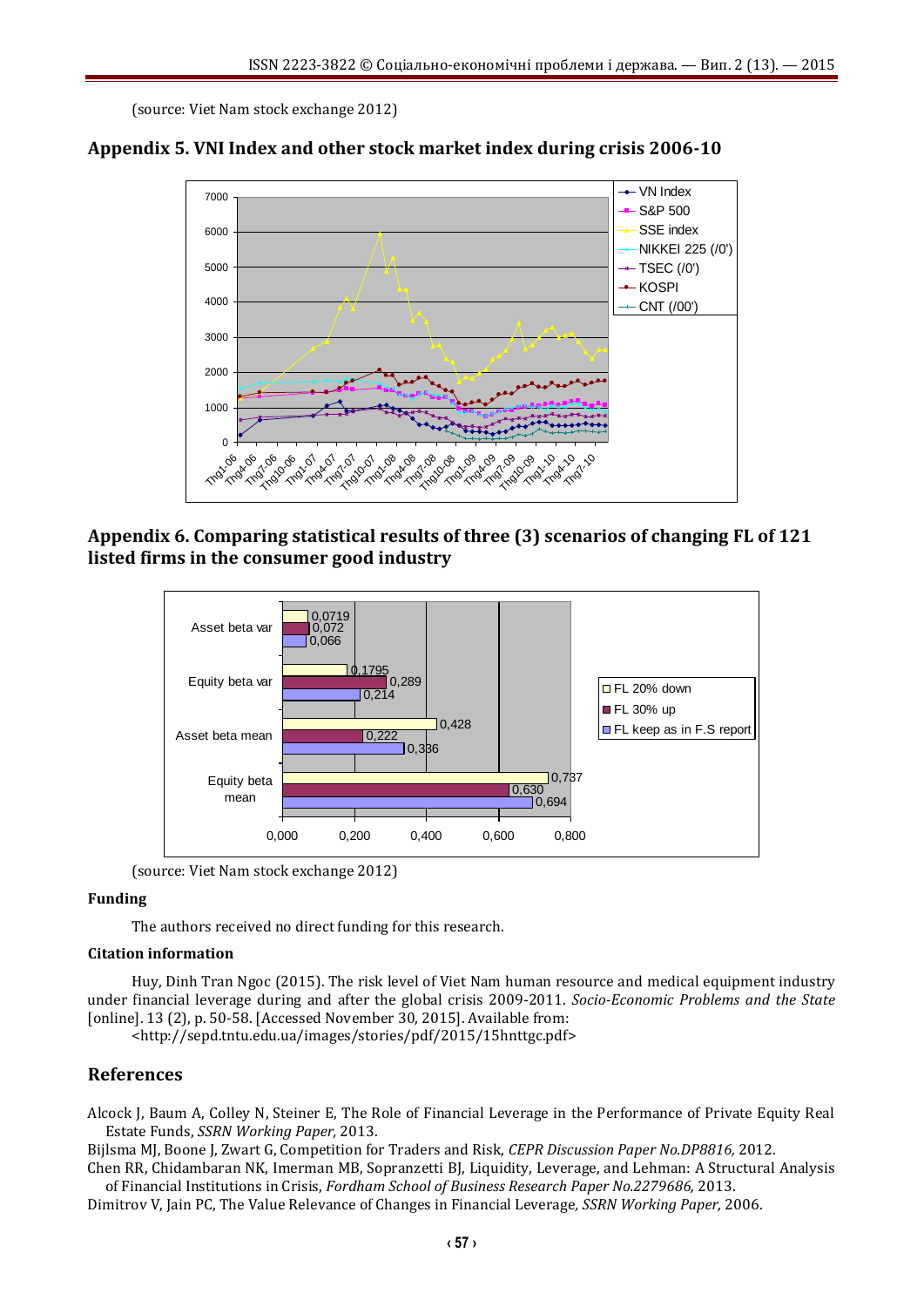(source: Viet Nam stock exchange 2012)

## Appendix 5. VNI Index and other stock market index during crisis 2006-10

## Appendix 6. Comparing statistical results of three (3) scenarios of changing FL of 121 listed firms in the consumer good industry

(source: Viet Nam stock exchange 2012)

### Funding

The authors received no direct funding for this research.

### Citation information

Huy, Dinh Tran Ngoc (2015). The risk level of Viet Nam human resource and medical equipment industry under financial leverage during and after the global crisis 2009-2011. *Socio-Economic Problems and the State* [online]. 13 (2), p. 50-58. [Accessed November 30, 2015]. Available from: <http://sepd.tntu.edu.ua/images/stories/pdf/2015/15hnttgc.pdf>

## References

Alcock J, Baum A, Colley N, Steiner E, The Role of Financial Leverage in the Performance of Private Equity Real Estate Funds, *SSRN Working Paper,* 2013.

Bijlsma MJ, Boone J, Zwart G, Competition for Traders and Risk, *CEPR Discussion Paper No.DP8816,* 2012.

Chen RR, Chidambaran NK, Imerman MB, Sopranzetti BJ, Liquidity, Leverage, and Lehman: A Structural Analysis of Financial Institutions in Crisis, *Fordham School of Business Research Paper No.2279686,* 2013.

Dimitrov V, Jain PC, The Value Relevance of Changes in Financial Leverage, *SSRN Working Paper,* 2006.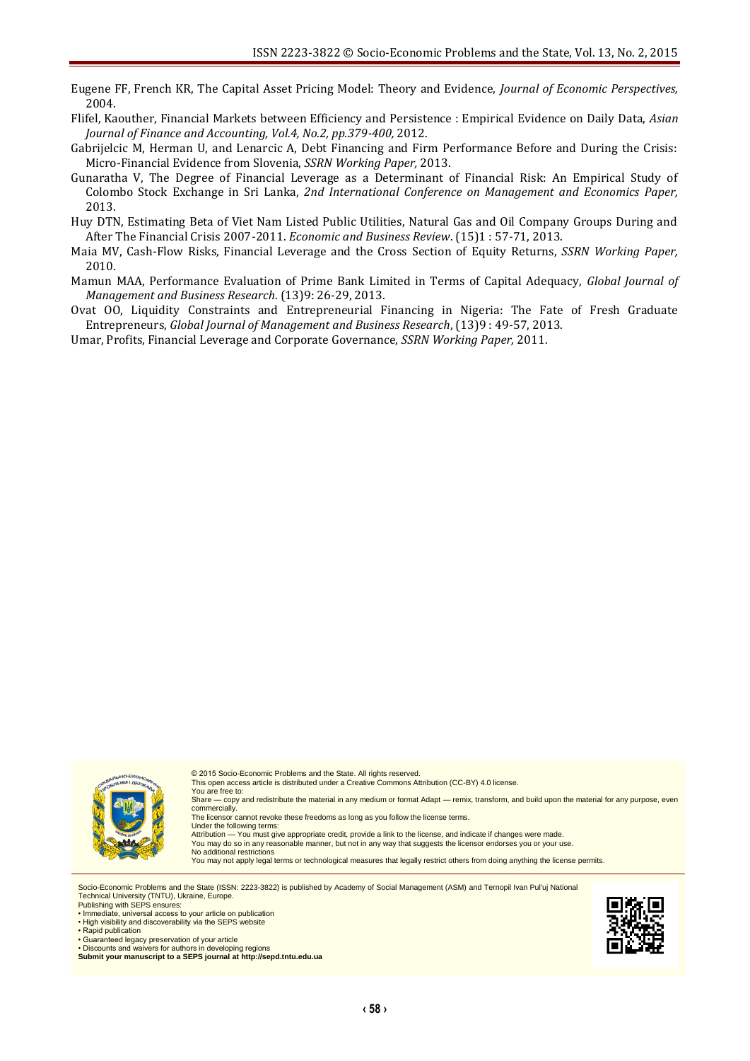Eugene FF, French KR, The Capital Asset Pricing Model: Theory and Evidence, *Journal of Economic Perspectives,* 2004.

Flifel, Kaouther, Financial Markets between Efficiency and Persistence : Empirical Evidence on Daily Data, *Asian Journal of Finance and Accounting, Vol.4, No.2, pp.379-400,* 2012.

Gabrijelcic M, Herman U, and Lenarcic A, Debt Financing and Firm Performance Before and During the Crisis: Micro-Financial Evidence from Slovenia, *SSRN Working Paper,* 2013.

Gunaratha V, The Degree of Financial Leverage as a Determinant of Financial Risk: An Empirical Study of Colombo Stock Exchange in Sri Lanka, *2nd International Conference on Management and Economics Paper,* 2013.

Huy DTN, Estimating Beta of Viet Nam Listed Public Utilities, Natural Gas and Oil Company Groups During and After The Financial Crisis 2007-2011. *Economic and Business Review*. (15)1 : 57-71, 2013.

Maia MV, Cash-Flow Risks, Financial Leverage and the Cross Section of Equity Returns, *SSRN Working Paper,* 2010.

Mamun MAA, Performance Evaluation of Prime Bank Limited in Terms of Capital Adequacy, *Global Journal of Management and Business Research*. (13)9: 26-29, 2013.

Ovat OO, Liquidity Constraints and Entrepreneurial Financing in Nigeria: The Fate of Fresh Graduate Entrepreneurs, *Global Journal of Management and Business Research*, (13)9 : 49-57, 2013.

Umar, Profits, Financial Leverage and Corporate Governance, *SSRN Working Paper,* 2011.

© 2015 Socio-Economic Problems and the State. All rights reserved.
This open access article is distributed under a Creative Commons Attribution (CC-BY) 4.0 license.
You are free to:
Share — copy and redistribute the material in any medium or format Adapt — remix, transform, and build upon the material for any purpose, even commercially.
The licensor cannot revoke these freedoms as long as you follow the license terms.
Under the following terms:
Attribution — You must give appropriate credit, provide a link to the license, and indicate if changes were made.
You may do so in any reasonable manner, but not in any way that suggests the licensor endorses you or your use.
No additional restrictions
You may not apply legal terms or technological measures that legally restrict others from doing anything the license permits.

Socio-Economic Problems and the State (ISSN: 2223-3822) is published by Academy of Social Management (ASM) and Ternopil Ivan Pul'uj National Technical University (TNTU), Ukraine, Europe.
Publishing with SEPS ensures:

- Immediate, universal access to your article on publication
- High visibility and discoverability via the SEPS website
- Rapid publication
- Guaranteed legacy preservation of your article
- Discounts and waivers for authors in developing regions

**Submit your manuscript to a SEPS journal at http://sepd.tntu.edu.ua**